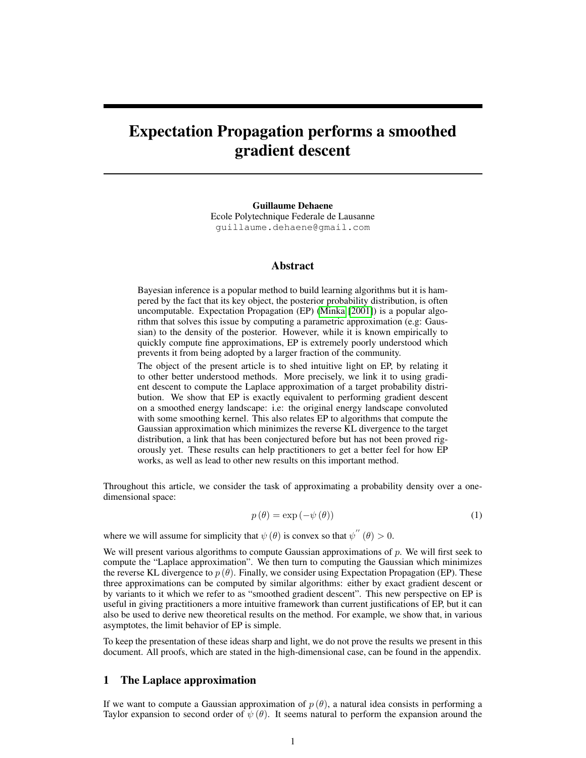# Expectation Propagation performs a smoothed gradient descent

**Guillaume Dehaene**
Ecole Polytechnique Federale de Lausanne
guillaume.dehaene@gmail.com

## Abstract

Bayesian inference is a popular method to build learning algorithms but it is hampered by the fact that its key object, the posterior probability distribution, is often uncomputable. Expectation Propagation (EP) (Minka [2001]) is a popular algorithm that solves this issue by computing a parametric approximation (e.g: Gaussian) to the density of the posterior. However, while it is known empirically to quickly compute fine approximations, EP is extremely poorly understood which prevents it from being adopted by a larger fraction of the community.

The object of the present article is to shed intuitive light on EP, by relating it to other better understood methods. More precisely, we link it to using gradient descent to compute the Laplace approximation of a target probability distribution. We show that EP is exactly equivalent to performing gradient descent on a smoothed energy landscape: i.e: the original energy landscape convoluted with some smoothing kernel. This also relates EP to algorithms that compute the Gaussian approximation which minimizes the reverse KL divergence to the target distribution, a link that has been conjectured before but has not been proved rigorously yet. These results can help practitioners to get a better feel for how EP works, as well as lead to other new results on this important method.

Throughout this article, we consider the task of approximating a probability density over a one-dimensional space:

$$p(\theta) = \exp(-\psi(\theta)) \tag{1}$$

where we will assume for simplicity that $\psi(\theta)$ is convex so that $\psi^{''}(\theta) > 0$.

We will present various algorithms to compute Gaussian approximations of $p$. We will first seek to compute the "Laplace approximation". We then turn to computing the Gaussian which minimizes the reverse KL divergence to $p(\theta)$. Finally, we consider using Expectation Propagation (EP). These three approximations can be computed by similar algorithms: either by exact gradient descent or by variants to it which we refer to as "smoothed gradient descent". This new perspective on EP is useful in giving practitioners a more intuitive framework than current justifications of EP, but it can also be used to derive new theoretical results on the method. For example, we show that, in various asymptotes, the limit behavior of EP is simple.

To keep the presentation of these ideas sharp and light, we do not prove the results we present in this document. All proofs, which are stated in the high-dimensional case, can be found in the appendix.

## 1 The Laplace approximation

If we want to compute a Gaussian approximation of $p(\theta)$, a natural idea consists in performing a Taylor expansion to second order of $\psi(\theta)$. It seems natural to perform the expansion around the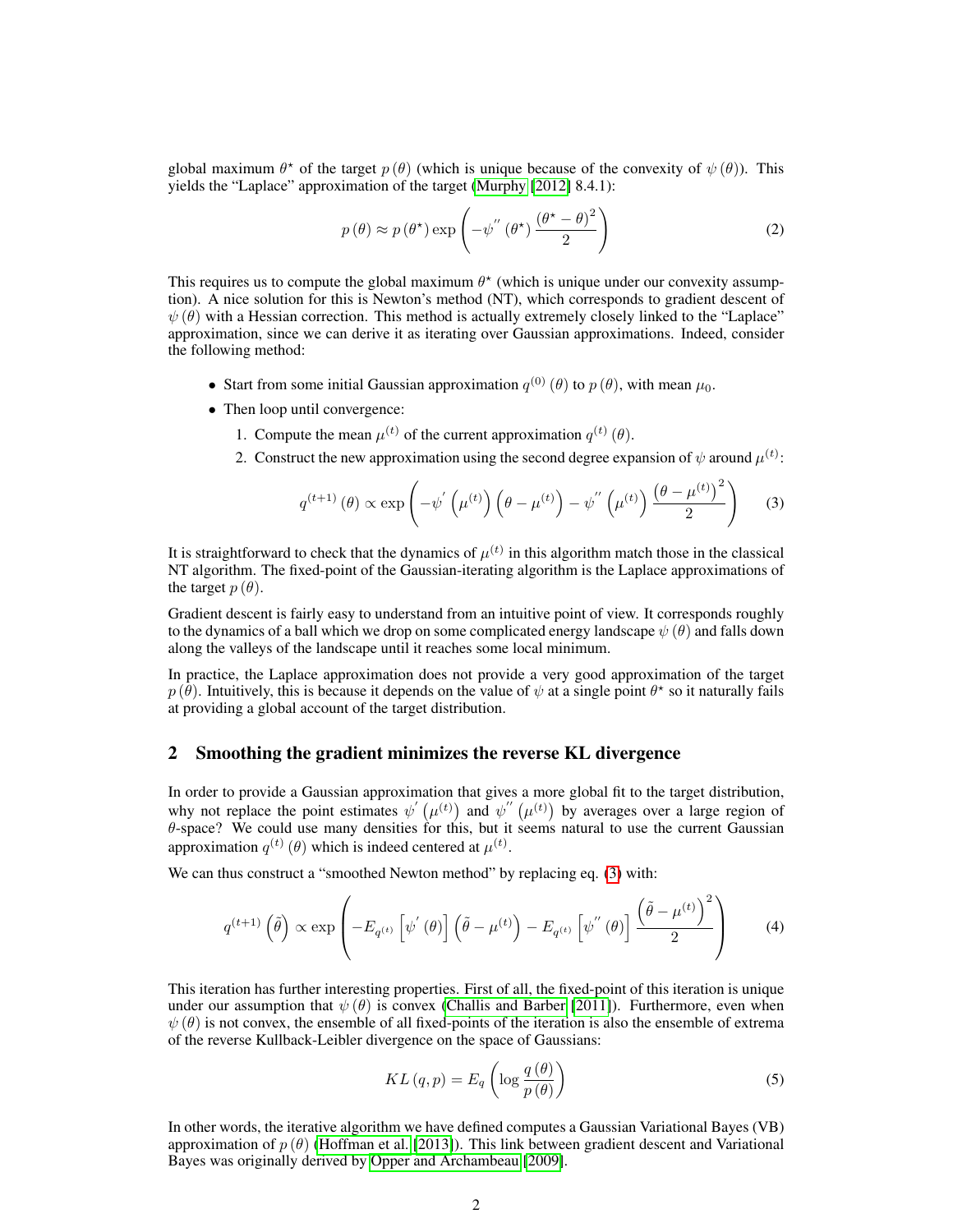global maximum $\theta^{\star}$ of the target $p(\theta)$ (which is unique because of the convexity of $\psi(\theta)$). This yields the "Laplace" approximation of the target (Murphy [2012] 8.4.1):

$$p(\theta) \approx p(\theta^{\star}) \exp\left(-\psi^{''}(\theta^{\star}) \frac{(\theta^{\star} - \theta)^2}{2}\right) \tag{2}$$

This requires us to compute the global maximum $\theta^{\star}$ (which is unique under our convexity assumption). A nice solution for this is Newton's method (NT), which corresponds to gradient descent of $\psi(\theta)$ with a Hessian correction. This method is actually extremely closely linked to the "Laplace" approximation, since we can derive it as iterating over Gaussian approximations. Indeed, consider the following method:

- Start from some initial Gaussian approximation $q^{(0)}(\theta)$ to $p(\theta)$, with mean $\mu_0$.
- Then loop until convergence:
  1. Compute the mean $\mu^{(t)}$ of the current approximation $q^{(t)}(\theta)$.
  2. Construct the new approximation using the second degree expansion of $\psi$ around $\mu^{(t)}$:

$$q^{(t+1)}(\theta) \propto \exp\left(-\psi^{'}\left(\mu^{(t)}\right)\left(\theta - \mu^{(t)}\right) - \psi^{''}\left(\mu^{(t)}\right)\frac{\left(\theta - \mu^{(t)}\right)^2}{2}\right) \tag{3}$$

It is straightforward to check that the dynamics of $\mu^{(t)}$ in this algorithm match those in the classical NT algorithm. The fixed-point of the Gaussian-iterating algorithm is the Laplace approximations of the target $p(\theta)$.

Gradient descent is fairly easy to understand from an intuitive point of view. It corresponds roughly to the dynamics of a ball which we drop on some complicated energy landscape $\psi(\theta)$ and falls down along the valleys of the landscape until it reaches some local minimum.

In practice, the Laplace approximation does not provide a very good approximation of the target $p(\theta)$. Intuitively, this is because it depends on the value of $\psi$ at a single point $\theta^{\star}$ so it naturally fails at providing a global account of the target distribution.

## 2 Smoothing the gradient minimizes the reverse KL divergence

In order to provide a Gaussian approximation that gives a more global fit to the target distribution, why not replace the point estimates $\psi^{'}\left(\mu^{(t)}\right)$ and $\psi^{''}\left(\mu^{(t)}\right)$ by averages over a large region of $\theta$-space? We could use many densities for this, but it seems natural to use the current Gaussian approximation $q^{(t)}(\theta)$ which is indeed centered at $\mu^{(t)}$.

We can thus construct a "smoothed Newton method" by replacing eq. (3) with:

$$q^{(t+1)}\left(\tilde{\theta}\right) \propto \exp\left(-E_{q^{(t)}}\left[\psi^{'}(\theta)\right]\left(\tilde{\theta} - \mu^{(t)}\right) - E_{q^{(t)}}\left[\psi^{''}(\theta)\right]\frac{\left(\tilde{\theta} - \mu^{(t)}\right)^2}{2}\right) \tag{4}$$

This iteration has further interesting properties. First of all, the fixed-point of this iteration is unique under our assumption that $\psi(\theta)$ is convex (Challis and Barber [2011]). Furthermore, even when $\psi(\theta)$ is not convex, the ensemble of all fixed-points of the iteration is also the ensemble of extrema of the reverse Kullback-Leibler divergence on the space of Gaussians:

$$KL(q, p) = E_q\left(\log \frac{q(\theta)}{p(\theta)}\right) \tag{5}$$

In other words, the iterative algorithm we have defined computes a Gaussian Variational Bayes (VB) approximation of $p(\theta)$ (Hoffman et al. [2013]). This link between gradient descent and Variational Bayes was originally derived by Opper and Archambeau [2009].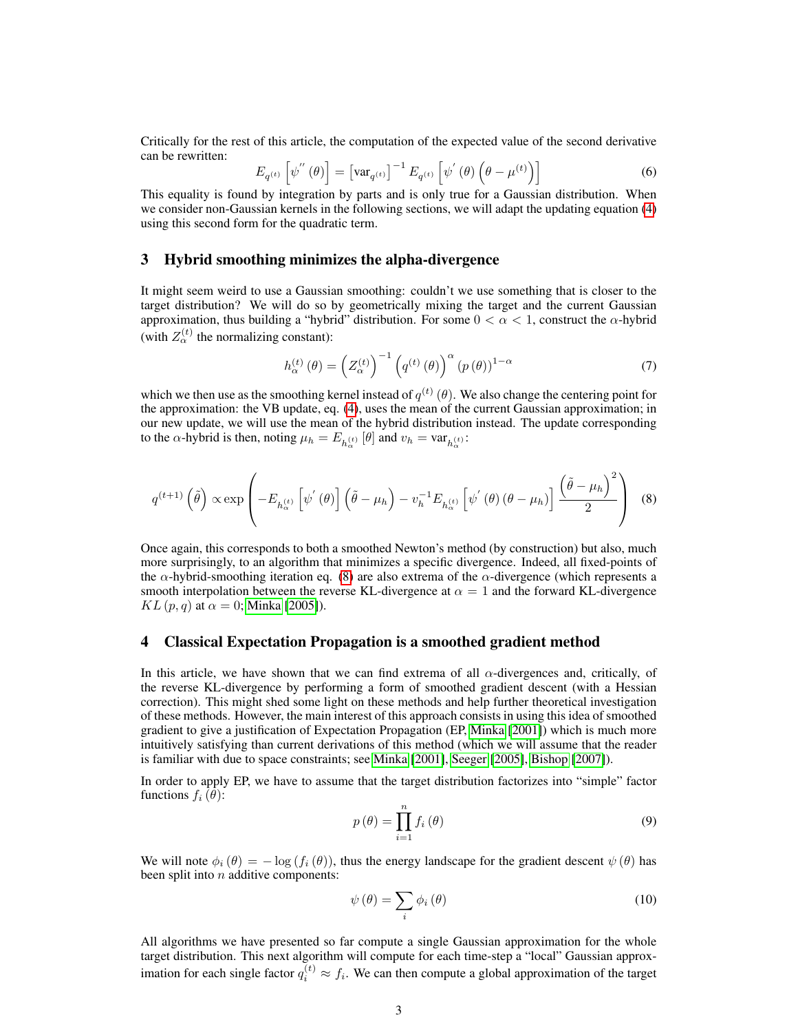Critically for the rest of this article, the computation of the expected value of the second derivative can be rewritten:

$$E_{q^{(t)}}\left[\psi^{''}(\theta)\right] = \left[\text{var}_{q^{(t)}}\right]^{-1} E_{q^{(t)}}\left[\psi^{'}(\theta)\left(\theta - \mu^{(t)}\right)\right] \tag{6}$$

This equality is found by integration by parts and is only true for a Gaussian distribution. When we consider non-Gaussian kernels in the following sections, we will adapt the updating equation (4) using this second form for the quadratic term.

## 3 Hybrid smoothing minimizes the alpha-divergence

It might seem weird to use a Gaussian smoothing: couldn't we use something that is closer to the target distribution? We will do so by geometrically mixing the target and the current Gaussian approximation, thus building a "hybrid" distribution. For some $0 < \alpha < 1$, construct the $\alpha$-hybrid (with $Z_\alpha^{(t)}$ the normalizing constant):

$$h_\alpha^{(t)}(\theta) = \left(Z_\alpha^{(t)}\right)^{-1}\left(q^{(t)}(\theta)\right)^{\alpha}\left(p(\theta)\right)^{1-\alpha} \tag{7}$$

which we then use as the smoothing kernel instead of $q^{(t)}(\theta)$. We also change the centering point for the approximation: the VB update, eq. (4), uses the mean of the current Gaussian approximation; in our new update, we will use the mean of the hybrid distribution instead. The update corresponding to the $\alpha$-hybrid is then, noting $\mu_h = E_{h_\alpha^{(t)}}[\theta]$ and $v_h = \text{var}_{h_\alpha^{(t)}}$:

$$q^{(t+1)}\left(\tilde{\theta}\right) \propto \exp\left(-E_{h_\alpha^{(t)}}\left[\psi^{'}(\theta)\right]\left(\tilde{\theta} - \mu_h\right) - v_h^{-1} E_{h_\alpha^{(t)}}\left[\psi^{'}(\theta)(\theta - \mu_h)\right]\frac{\left(\tilde{\theta} - \mu_h\right)^2}{2}\right) \tag{8}$$

Once again, this corresponds to both a smoothed Newton's method (by construction) but also, much more surprisingly, to an algorithm that minimizes a specific divergence. Indeed, all fixed-points of the $\alpha$-hybrid-smoothing iteration eq. (8) are also extrema of the $\alpha$-divergence (which represents a smooth interpolation between the reverse KL-divergence at $\alpha = 1$ and the forward KL-divergence $KL(p, q)$ at $\alpha = 0$; Minka [2005]).

## 4 Classical Expectation Propagation is a smoothed gradient method

In this article, we have shown that we can find extrema of all $\alpha$-divergences and, critically, of the reverse KL-divergence by performing a form of smoothed gradient descent (with a Hessian correction). This might shed some light on these methods and help further theoretical investigation of these methods. However, the main interest of this approach consists in using this idea of smoothed gradient to give a justification of Expectation Propagation (EP, Minka [2001]) which is much more intuitively satisfying than current derivations of this method (which we will assume that the reader is familiar with due to space constraints; see Minka [2001], Seeger [2005], Bishop [2007]).

In order to apply EP, we have to assume that the target distribution factorizes into "simple" factor functions $f_i(\theta)$:

$$p(\theta) = \prod_{i=1}^{n} f_i(\theta) \tag{9}$$

We will note $\phi_i(\theta) = -\log(f_i(\theta))$, thus the energy landscape for the gradient descent $\psi(\theta)$ has been split into $n$ additive components:

$$\psi(\theta) = \sum_i \phi_i(\theta) \tag{10}$$

All algorithms we have presented so far compute a single Gaussian approximation for the whole target distribution. This next algorithm will compute for each time-step a "local" Gaussian approximation for each single factor $q_i^{(t)} \approx f_i$. We can then compute a global approximation of the target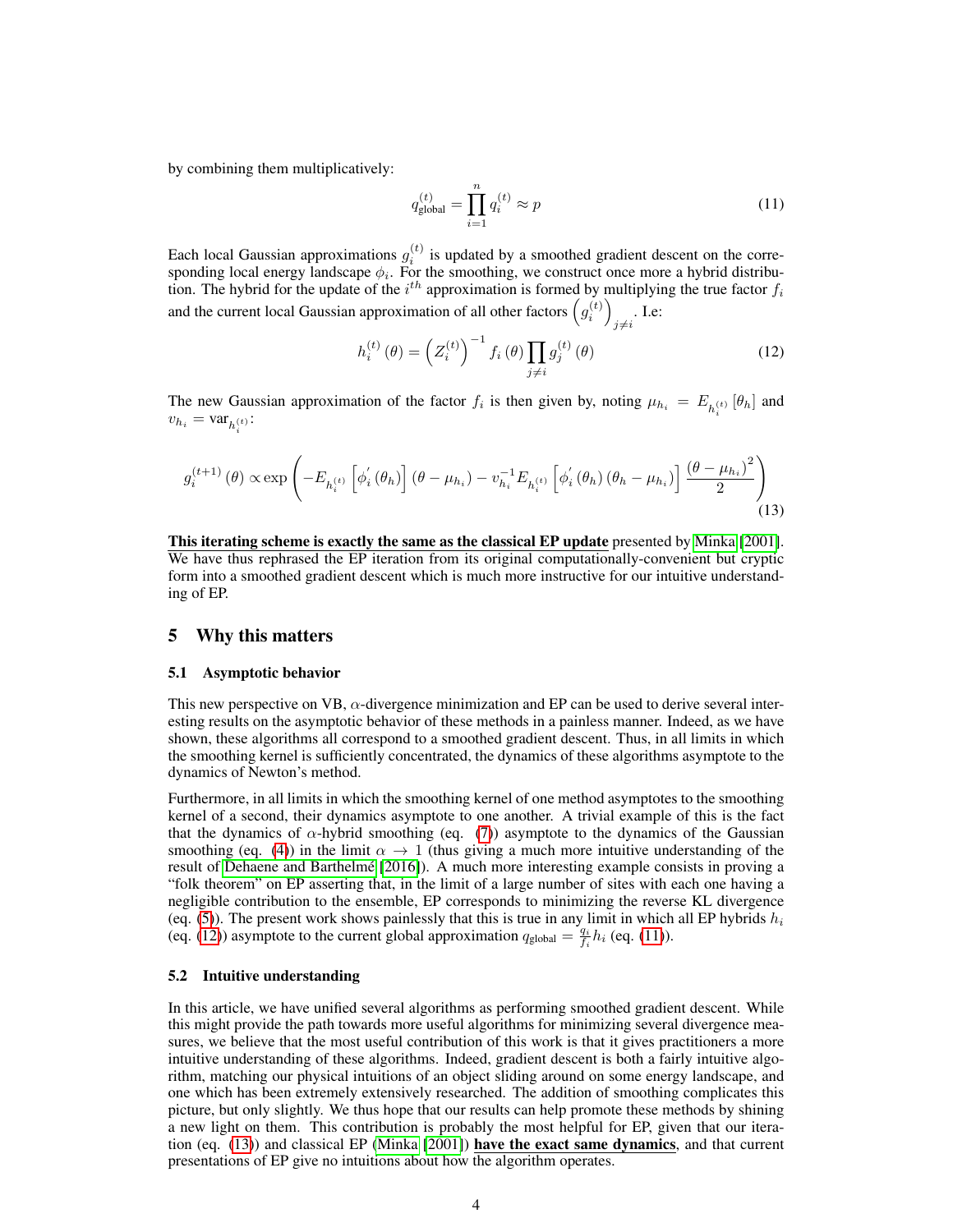by combining them multiplicatively:

$$q_{\text{global}}^{(t)} = \prod_{i=1}^{n} q_i^{(t)} \approx p \tag{11}$$

Each local Gaussian approximations $g_i^{(t)}$ is updated by a smoothed gradient descent on the corresponding local energy landscape $\phi_i$. For the smoothing, we construct once more a hybrid distribution. The hybrid for the update of the $i^{th}$ approximation is formed by multiplying the true factor $f_i$ and the current local Gaussian approximation of all other factors $\left(g_i^{(t)}\right)_{j \neq i}$. I.e:

$$h_i^{(t)}(\theta) = \left(Z_i^{(t)}\right)^{-1} f_i(\theta) \prod_{j \neq i} g_j^{(t)}(\theta) \tag{12}$$

The new Gaussian approximation of the factor $f_i$ is then given by, noting $\mu_{h_i} = E_{h_i^{(t)}}[\theta_h]$ and $v_{h_i} = \text{var}_{h_i^{(t)}}$:

$$g_i^{(t+1)}(\theta) \propto \exp\left(-E_{h_i^{(t)}}\left[\phi_i'(\theta_h)\right](\theta - \mu_{h_i}) - v_{h_i}^{-1} E_{h_i^{(t)}}\left[\phi_i'(\theta_h)(\theta_h - \mu_{h_i})\right] \frac{(\theta - \mu_{h_i})^2}{2}\right) \tag{13}$$

**This iterating scheme is exactly the same as the classical EP update** presented by Minka [2001]. We have thus rephrased the EP iteration from its original computationally-convenient but cryptic form into a smoothed gradient descent which is much more instructive for our intuitive understanding of EP.

## 5 Why this matters

### 5.1 Asymptotic behavior

This new perspective on VB, $\alpha$-divergence minimization and EP can be used to derive several interesting results on the asymptotic behavior of these methods in a painless manner. Indeed, as we have shown, these algorithms all correspond to a smoothed gradient descent. Thus, in all limits in which the smoothing kernel is sufficiently concentrated, the dynamics of these algorithms asymptote to the dynamics of Newton's method.

Furthermore, in all limits in which the smoothing kernel of one method asymptotes to the smoothing kernel of a second, their dynamics asymptote to one another. A trivial example of this is the fact that the dynamics of $\alpha$-hybrid smoothing (eq. (7)) asymptote to the dynamics of the Gaussian smoothing (eq. (4)) in the limit $\alpha \to 1$ (thus giving a much more intuitive understanding of the result of Dehaene and Barthelmé [2016]). A much more interesting example consists in proving a "folk theorem" on EP asserting that, in the limit of a large number of sites with each one having a negligible contribution to the ensemble, EP corresponds to minimizing the reverse KL divergence (eq. (5)). The present work shows painlessly that this is true in any limit in which all EP hybrids $h_i$ (eq. (12)) asymptote to the current global approximation $q_{\text{global}} = \frac{q_i}{f_i} h_i$ (eq. (11)).

### 5.2 Intuitive understanding

In this article, we have unified several algorithms as performing smoothed gradient descent. While this might provide the path towards more useful algorithms for minimizing several divergence measures, we believe that the most useful contribution of this work is that it gives practitioners a more intuitive understanding of these algorithms. Indeed, gradient descent is both a fairly intuitive algorithm, matching our physical intuitions of an object sliding around on some energy landscape, and one which has been extremely extensively researched. The addition of smoothing complicates this picture, but only slightly. We thus hope that our results can help promote these methods by shining a new light on them. This contribution is probably the most helpful for EP, given that our iteration (eq. (13)) and classical EP (Minka [2001]) **have the exact same dynamics**, and that current presentations of EP give no intuitions about how the algorithm operates.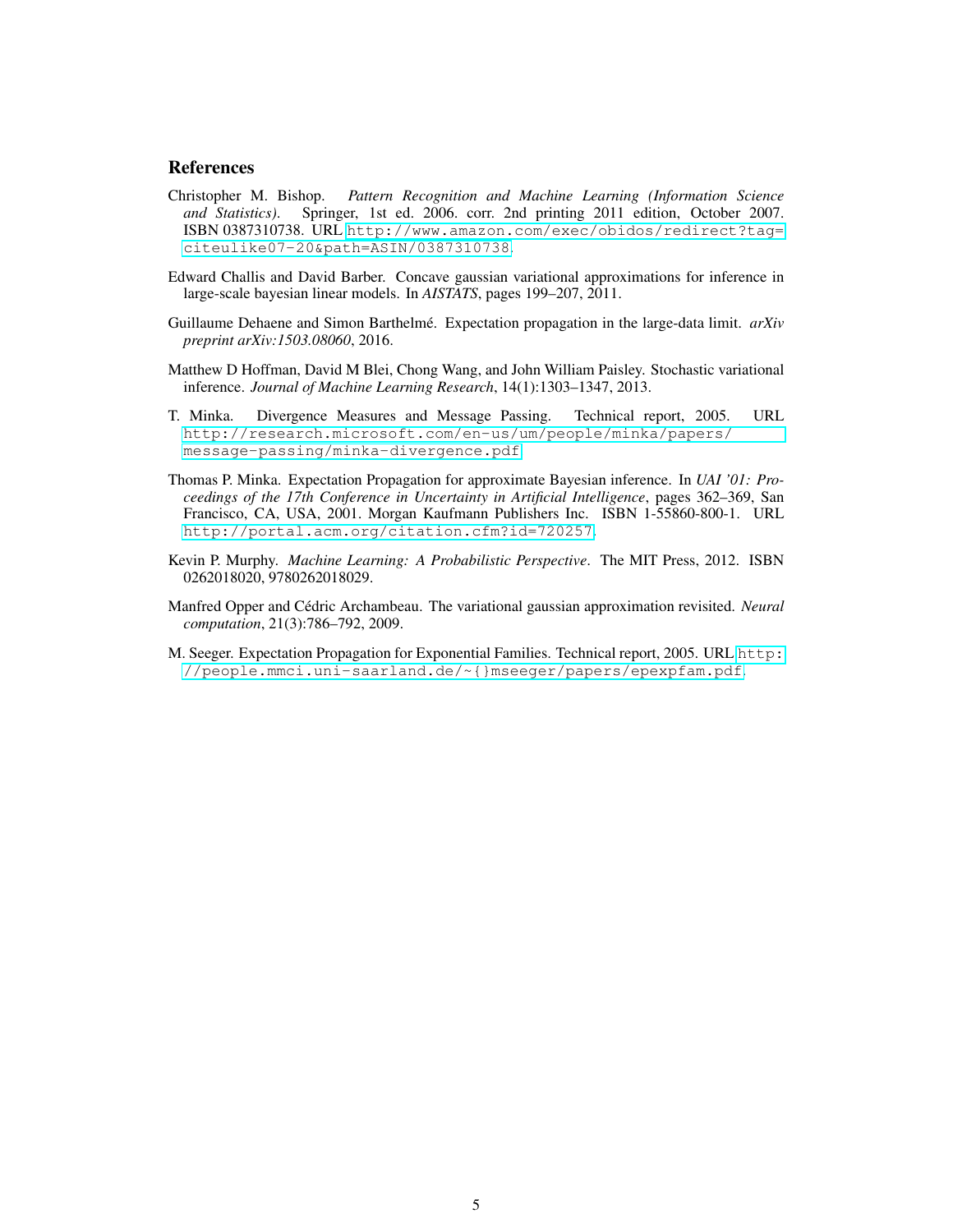## References

Christopher M. Bishop. *Pattern Recognition and Machine Learning (Information Science and Statistics)*. Springer, 1st ed. 2006. corr. 2nd printing 2011 edition, October 2007. ISBN 0387310738. URL http://www.amazon.com/exec/obidos/redirect?tag=citeulike07-20&path=ASIN/0387310738.

Edward Challis and David Barber. Concave gaussian variational approximations for inference in large-scale bayesian linear models. In *AISTATS*, pages 199–207, 2011.

Guillaume Dehaene and Simon Barthelmé. Expectation propagation in the large-data limit. *arXiv preprint arXiv:1503.08060*, 2016.

Matthew D Hoffman, David M Blei, Chong Wang, and John William Paisley. Stochastic variational inference. *Journal of Machine Learning Research*, 14(1):1303–1347, 2013.

T. Minka. Divergence Measures and Message Passing. Technical report, 2005. URL http://research.microsoft.com/en-us/um/people/minka/papers/message-passing/minka-divergence.pdf.

Thomas P. Minka. Expectation Propagation for approximate Bayesian inference. In *UAI '01: Proceedings of the 17th Conference in Uncertainty in Artificial Intelligence*, pages 362–369, San Francisco, CA, USA, 2001. Morgan Kaufmann Publishers Inc. ISBN 1-55860-800-1. URL http://portal.acm.org/citation.cfm?id=720257.

Kevin P. Murphy. *Machine Learning: A Probabilistic Perspective*. The MIT Press, 2012. ISBN 0262018020, 9780262018029.

Manfred Opper and Cédric Archambeau. The variational gaussian approximation revisited. *Neural computation*, 21(3):786–792, 2009.

M. Seeger. Expectation Propagation for Exponential Families. Technical report, 2005. URL http://people.mmci.uni-saarland.de/~{}mseeger/papers/epexpfam.pdf.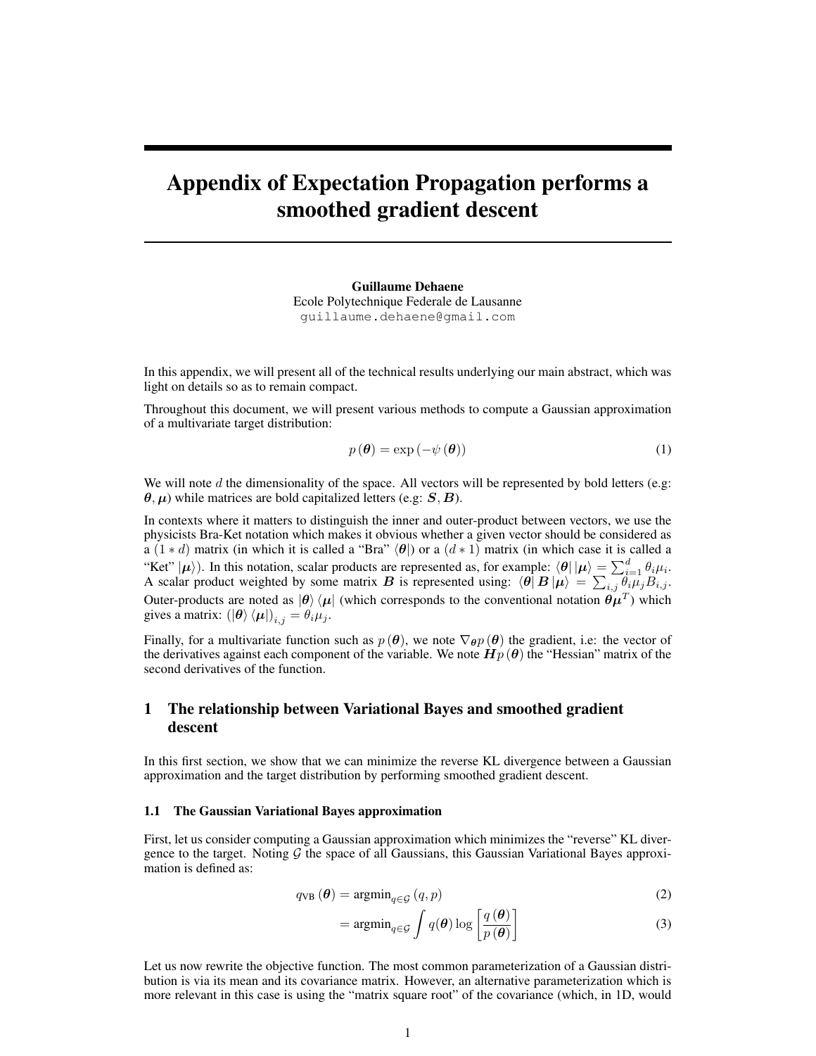# Appendix of Expectation Propagation performs a smoothed gradient descent

**Guillaume Dehaene**
Ecole Polytechnique Federale de Lausanne
guillaume.dehaene@gmail.com

In this appendix, we will present all of the technical results underlying our main abstract, which was light on details so as to remain compact.

Throughout this document, we will present various methods to compute a Gaussian approximation of a multivariate target distribution:

$$p(\boldsymbol{\theta}) = \exp(-\psi(\boldsymbol{\theta})) \tag{1}$$

We will note $d$ the dimensionality of the space. All vectors will be represented by bold letters (e.g: $\boldsymbol{\theta}, \boldsymbol{\mu}$) while matrices are bold capitalized letters (e.g: $\boldsymbol{S}, \boldsymbol{B}$).

In contexts where it matters to distinguish the inner and outer-product between vectors, we use the physicists Bra-Ket notation which makes it obvious whether a given vector should be considered as a $(1 * d)$ matrix (in which it is called a "Bra" $\langle\boldsymbol{\theta}|$) or a $(d * 1)$ matrix (in which case it is called a "Ket" $|\boldsymbol{\mu}\rangle$). In this notation, scalar products are represented as, for example: $\langle\boldsymbol{\theta}|\,|\boldsymbol{\mu}\rangle = \sum_{i=1}^{d} \theta_i \mu_i$. A scalar product weighted by some matrix $\boldsymbol{B}$ is represented using: $\langle\boldsymbol{\theta}|\,\boldsymbol{B}\,|\boldsymbol{\mu}\rangle = \sum_{i,j} \theta_i \mu_j B_{i,j}$. Outer-products are noted as $|\boldsymbol{\theta}\rangle\langle\boldsymbol{\mu}|$ (which corresponds to the conventional notation $\boldsymbol{\theta}\boldsymbol{\mu}^T$) which gives a matrix: $(|\boldsymbol{\theta}\rangle\langle\boldsymbol{\mu}|)_{i,j} = \theta_i \mu_j$.

Finally, for a multivariate function such as $p(\boldsymbol{\theta})$, we note $\nabla_{\boldsymbol{\theta}} p(\boldsymbol{\theta})$ the gradient, i.e: the vector of the derivatives against each component of the variable. We note $\boldsymbol{H}p(\boldsymbol{\theta})$ the "Hessian" matrix of the second derivatives of the function.

## 1 The relationship between Variational Bayes and smoothed gradient descent

In this first section, we show that we can minimize the reverse KL divergence between a Gaussian approximation and the target distribution by performing smoothed gradient descent.

### 1.1 The Gaussian Variational Bayes approximation

First, let us consider computing a Gaussian approximation which minimizes the "reverse" KL divergence to the target. Noting $\mathcal{G}$ the space of all Gaussians, this Gaussian Variational Bayes approximation is defined as:

$$q_{\text{VB}}(\boldsymbol{\theta}) = \text{argmin}_{q \in \mathcal{G}}\,(q, p) \tag{2}$$

$$= \text{argmin}_{q \in \mathcal{G}} \int q(\boldsymbol{\theta}) \log\left[\frac{q(\boldsymbol{\theta})}{p(\boldsymbol{\theta})}\right] \tag{3}$$

Let us now rewrite the objective function. The most common parameterization of a Gaussian distribution is via its mean and its covariance matrix. However, an alternative parameterization which is more relevant in this case is using the "matrix square root" of the covariance (which, in 1D, would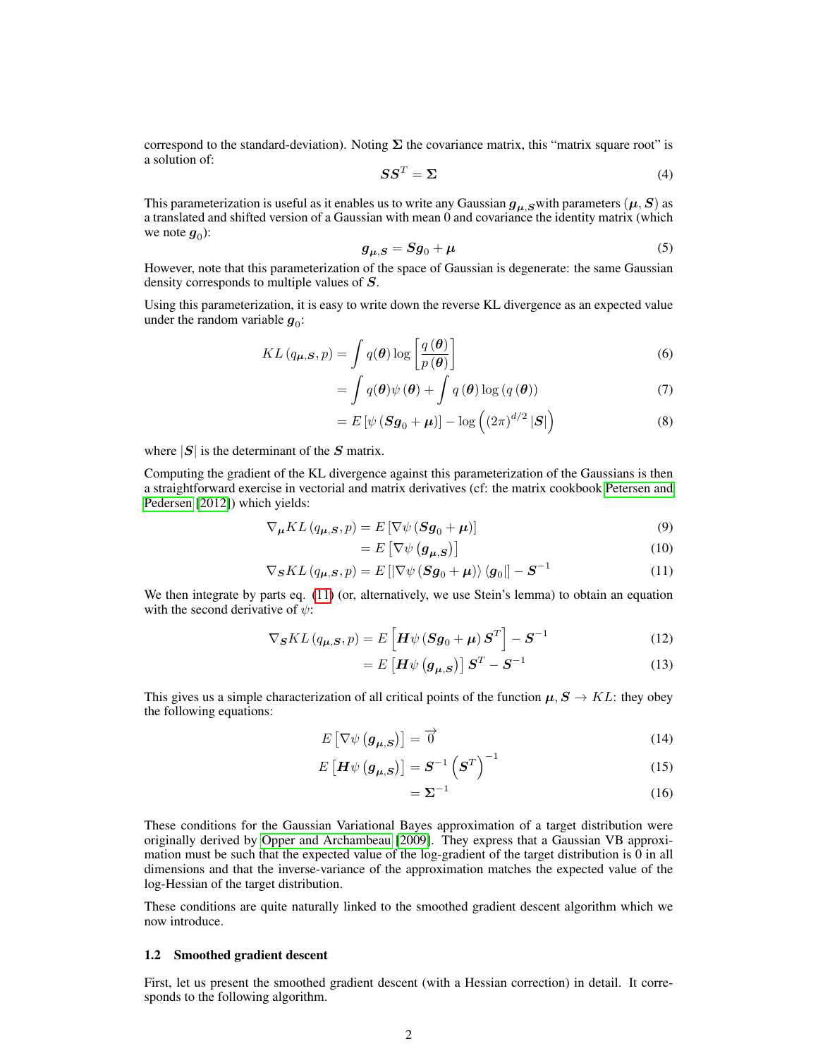correspond to the standard-deviation). Noting $\boldsymbol{\Sigma}$ the covariance matrix, this "matrix square root" is a solution of:

$$\boldsymbol{S}\boldsymbol{S}^T = \boldsymbol{\Sigma} \tag{4}$$

This parameterization is useful as it enables us to write any Gaussian $\boldsymbol{g}_{\boldsymbol{\mu},\boldsymbol{S}}$with parameters $(\boldsymbol{\mu}, \boldsymbol{S})$ as a translated and shifted version of a Gaussian with mean 0 and covariance the identity matrix (which we note $\boldsymbol{g}_0$):

$$\boldsymbol{g}_{\boldsymbol{\mu},\boldsymbol{S}} = \boldsymbol{S}\boldsymbol{g}_0 + \boldsymbol{\mu} \tag{5}$$

However, note that this parameterization of the space of Gaussian is degenerate: the same Gaussian density corresponds to multiple values of $\boldsymbol{S}$.

Using this parameterization, it is easy to write down the reverse KL divergence as an expected value under the random variable $\boldsymbol{g}_0$:

$$KL\left(q_{\boldsymbol{\mu},\boldsymbol{S}}, p\right) = \int q(\boldsymbol{\theta}) \log\left[\frac{q\left(\boldsymbol{\theta}\right)}{p\left(\boldsymbol{\theta}\right)}\right] \tag{6}$$

$$= \int q(\boldsymbol{\theta})\psi\left(\boldsymbol{\theta}\right) + \int q\left(\boldsymbol{\theta}\right)\log\left(q\left(\boldsymbol{\theta}\right)\right) \tag{7}$$

$$= E\left[\psi\left(\boldsymbol{S}\boldsymbol{g}_0 + \boldsymbol{\mu}\right)\right] - \log\left((2\pi)^{d/2}\left|\boldsymbol{S}\right|\right) \tag{8}$$

where $|\boldsymbol{S}|$ is the determinant of the $\boldsymbol{S}$ matrix.

Computing the gradient of the KL divergence against this parameterization of the Gaussians is then a straightforward exercise in vectorial and matrix derivatives (cf: the matrix cookbook Petersen and Pedersen [2012]) which yields:

$$\nabla_{\boldsymbol{\mu}} KL\left(q_{\boldsymbol{\mu},\boldsymbol{S}}, p\right) = E\left[\nabla\psi\left(\boldsymbol{S}\boldsymbol{g}_0 + \boldsymbol{\mu}\right)\right] \tag{9}$$

$$= E\left[\nabla\psi\left(\boldsymbol{g}_{\boldsymbol{\mu},\boldsymbol{S}}\right)\right] \tag{10}$$

$$\nabla_{\boldsymbol{S}} KL\left(q_{\boldsymbol{\mu},\boldsymbol{S}}, p\right) = E\left[\left|\nabla\psi\left(\boldsymbol{S}\boldsymbol{g}_0 + \boldsymbol{\mu}\right)\right\rangle\left\langle\boldsymbol{g}_0\right|\right] - \boldsymbol{S}^{-1} \tag{11}$$

We then integrate by parts eq. (11) (or, alternatively, we use Stein's lemma) to obtain an equation with the second derivative of $\psi$:

$$\nabla_{\boldsymbol{S}} KL\left(q_{\boldsymbol{\mu},\boldsymbol{S}}, p\right) = E\left[\boldsymbol{H}\psi\left(\boldsymbol{S}\boldsymbol{g}_0 + \boldsymbol{\mu}\right)\boldsymbol{S}^T\right] - \boldsymbol{S}^{-1} \tag{12}$$

$$= E\left[\boldsymbol{H}\psi\left(\boldsymbol{g}_{\boldsymbol{\mu},\boldsymbol{S}}\right)\right]\boldsymbol{S}^T - \boldsymbol{S}^{-1} \tag{13}$$

This gives us a simple characterization of all critical points of the function $\boldsymbol{\mu}, \boldsymbol{S} \to KL$: they obey the following equations:

$$E\left[\nabla\psi\left(\boldsymbol{g}_{\boldsymbol{\mu},\boldsymbol{S}}\right)\right] = \overrightarrow{0} \tag{14}$$

$$E\left[\boldsymbol{H}\psi\left(\boldsymbol{g}_{\boldsymbol{\mu},\boldsymbol{S}}\right)\right] = \boldsymbol{S}^{-1}\left(\boldsymbol{S}^T\right)^{-1} \tag{15}$$

$$= \boldsymbol{\Sigma}^{-1} \tag{16}$$

These conditions for the Gaussian Variational Bayes approximation of a target distribution were originally derived by Opper and Archambeau [2009]. They express that a Gaussian VB approximation must be such that the expected value of the log-gradient of the target distribution is 0 in all dimensions and that the inverse-variance of the approximation matches the expected value of the log-Hessian of the target distribution.

These conditions are quite naturally linked to the smoothed gradient descent algorithm which we now introduce.

### 1.2 Smoothed gradient descent

First, let us present the smoothed gradient descent (with a Hessian correction) in detail. It corresponds to the following algorithm.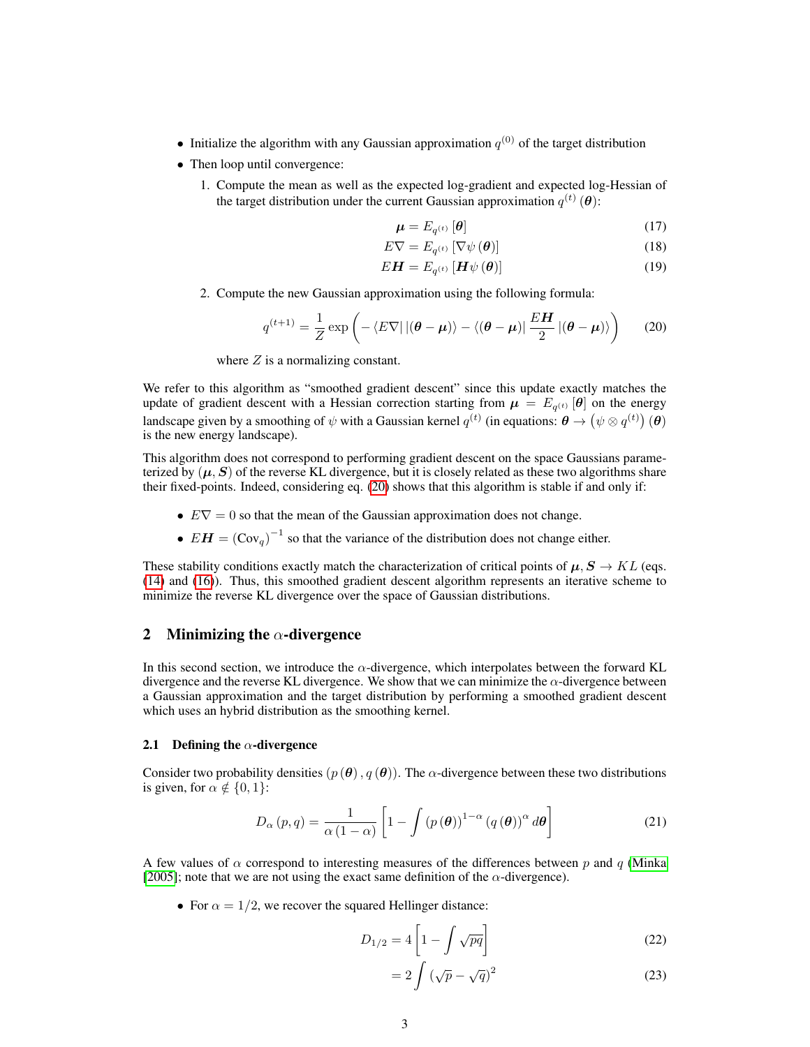- Initialize the algorithm with any Gaussian approximation $q^{(0)}$ of the target distribution
- Then loop until convergence:
  1. Compute the mean as well as the expected log-gradient and expected log-Hessian of the target distribution under the current Gaussian approximation $q^{(t)}(\boldsymbol{\theta})$:

$$\boldsymbol{\mu} = E_{q^{(t)}}[\boldsymbol{\theta}] \tag{17}$$

$$E\nabla = E_{q^{(t)}}[\nabla\psi(\boldsymbol{\theta})] \tag{18}$$

$$E\boldsymbol{H} = E_{q^{(t)}}[\boldsymbol{H}\psi(\boldsymbol{\theta})] \tag{19}$$

  2. Compute the new Gaussian approximation using the following formula:

$$q^{(t+1)} = \frac{1}{Z}\exp\left(-\langle E\nabla|\,|(\boldsymbol{\theta}-\boldsymbol{\mu})\rangle - \langle(\boldsymbol{\theta}-\boldsymbol{\mu})|\,\frac{E\boldsymbol{H}}{2}\,|(\boldsymbol{\theta}-\boldsymbol{\mu})\rangle\right) \tag{20}$$

  where $Z$ is a normalizing constant.

We refer to this algorithm as "smoothed gradient descent" since this update exactly matches the update of gradient descent with a Hessian correction starting from $\boldsymbol{\mu} = E_{q^{(t)}}[\boldsymbol{\theta}]$ on the energy landscape given by a smoothing of $\psi$ with a Gaussian kernel $q^{(t)}$ (in equations: $\boldsymbol{\theta} \to \left(\psi \otimes q^{(t)}\right)(\boldsymbol{\theta})$ is the new energy landscape).

This algorithm does not correspond to performing gradient descent on the space Gaussians parameterized by $(\boldsymbol{\mu}, \boldsymbol{S})$ of the reverse KL divergence, but it is closely related as these two algorithms share their fixed-points. Indeed, considering eq. (20) shows that this algorithm is stable if and only if:

- $E\nabla = 0$ so that the mean of the Gaussian approximation does not change.
- $E\boldsymbol{H} = (\mathrm{Cov}_q)^{-1}$ so that the variance of the distribution does not change either.

These stability conditions exactly match the characterization of critical points of $\boldsymbol{\mu}, \boldsymbol{S} \to KL$ (eqs. (14) and (16)). Thus, this smoothed gradient descent algorithm represents an iterative scheme to minimize the reverse KL divergence over the space of Gaussian distributions.

## 2 Minimizing the $\alpha$-divergence

In this second section, we introduce the $\alpha$-divergence, which interpolates between the forward KL divergence and the reverse KL divergence. We show that we can minimize the $\alpha$-divergence between a Gaussian approximation and the target distribution by performing a smoothed gradient descent which uses an hybrid distribution as the smoothing kernel.

### 2.1 Defining the $\alpha$-divergence

Consider two probability densities $(p(\boldsymbol{\theta}), q(\boldsymbol{\theta}))$. The $\alpha$-divergence between these two distributions is given, for $\alpha \notin \{0, 1\}$:

$$D_\alpha(p, q) = \frac{1}{\alpha(1-\alpha)}\left[1 - \int (p(\boldsymbol{\theta}))^{1-\alpha}(q(\boldsymbol{\theta}))^{\alpha}\, d\boldsymbol{\theta}\right] \tag{21}$$

A few values of $\alpha$ correspond to interesting measures of the differences between $p$ and $q$ (Minka [2005]; note that we are not using the exact same definition of the $\alpha$-divergence).

- For $\alpha = 1/2$, we recover the squared Hellinger distance:

$$D_{1/2} = 4\left[1 - \int \sqrt{pq}\right] \tag{22}$$

$$= 2\int \left(\sqrt{p} - \sqrt{q}\right)^2 \tag{23}$$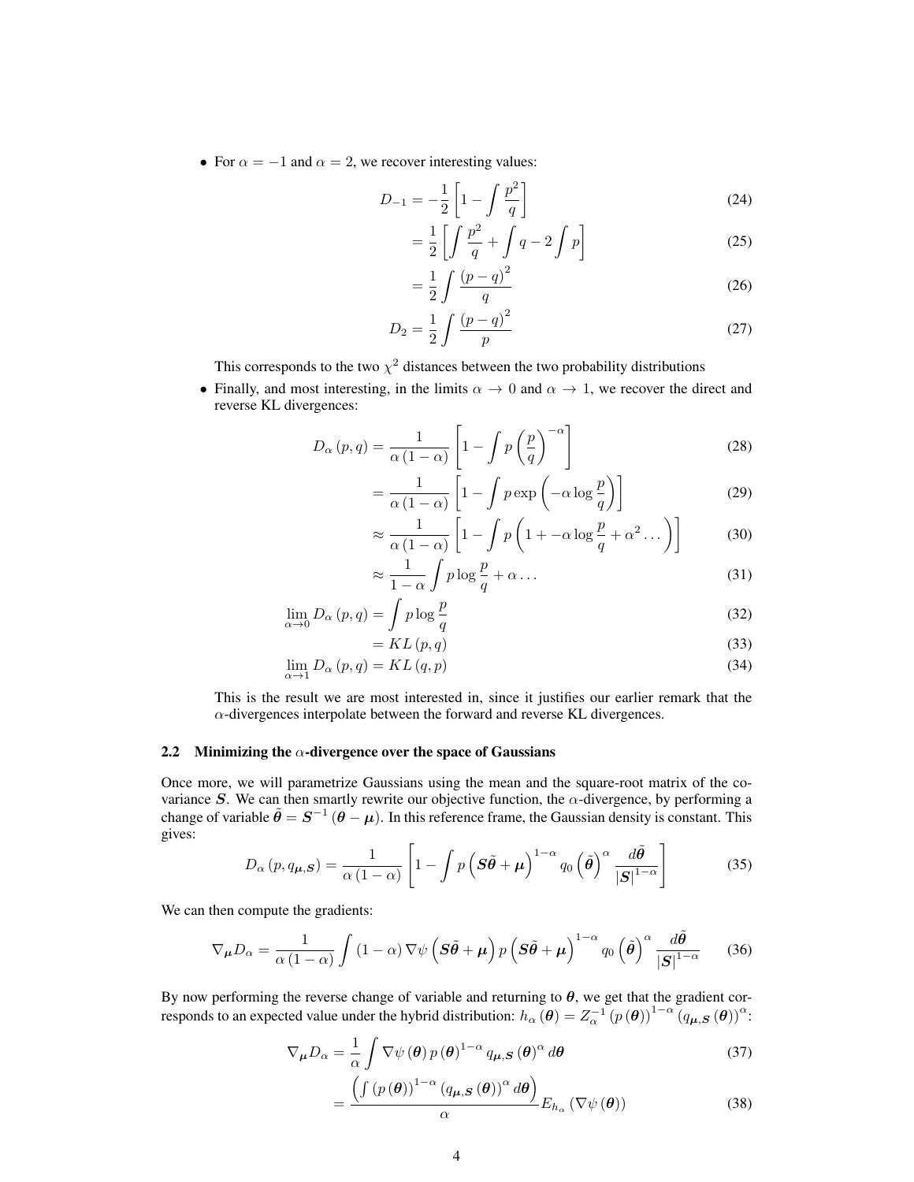- For $\alpha = -1$ and $\alpha = 2$, we recover interesting values:

$$D_{-1} = -\frac{1}{2}\left[1 - \int \frac{p^2}{q}\right] \tag{24}$$

$$= \frac{1}{2}\left[\int \frac{p^2}{q} + \int q - 2\int p\right] \tag{25}$$

$$= \frac{1}{2}\int \frac{(p-q)^2}{q} \tag{26}$$

$$D_2 = \frac{1}{2}\int \frac{(p-q)^2}{p} \tag{27}$$

  This corresponds to the two $\chi^2$ distances between the two probability distributions

- Finally, and most interesting, in the limits $\alpha \to 0$ and $\alpha \to 1$, we recover the direct and reverse KL divergences:

$$D_\alpha(p, q) = \frac{1}{\alpha(1-\alpha)}\left[1 - \int p\left(\frac{p}{q}\right)^{-\alpha}\right] \tag{28}$$

$$= \frac{1}{\alpha(1-\alpha)}\left[1 - \int p \exp\left(-\alpha \log \frac{p}{q}\right)\right] \tag{29}$$

$$\approx \frac{1}{\alpha(1-\alpha)}\left[1 - \int p\left(1 + -\alpha \log \frac{p}{q} + \alpha^2 \dots\right)\right] \tag{30}$$

$$\approx \frac{1}{1-\alpha}\int p \log \frac{p}{q} + \alpha \dots \tag{31}$$

$$\lim_{\alpha \to 0} D_\alpha(p, q) = \int p \log \frac{p}{q} \tag{32}$$

$$= KL(p, q) \tag{33}$$

$$\lim_{\alpha \to 1} D_\alpha(p, q) = KL(q, p) \tag{34}$$

  This is the result we are most interested in, since it justifies our earlier remark that the $\alpha$-divergences interpolate between the forward and reverse KL divergences.

### 2.2 Minimizing the $\alpha$-divergence over the space of Gaussians

Once more, we will parametrize Gaussians using the mean and the square-root matrix of the covariance $\boldsymbol{S}$. We can then smartly rewrite our objective function, the $\alpha$-divergence, by performing a change of variable $\tilde{\boldsymbol{\theta}} = \boldsymbol{S}^{-1}(\boldsymbol{\theta} - \boldsymbol{\mu})$. In this reference frame, the Gaussian density is constant. This gives:

$$D_\alpha(p, q_{\boldsymbol{\mu},\boldsymbol{S}}) = \frac{1}{\alpha(1-\alpha)}\left[1 - \int p\left(\boldsymbol{S}\tilde{\boldsymbol{\theta}} + \boldsymbol{\mu}\right)^{1-\alpha} q_0\left(\tilde{\boldsymbol{\theta}}\right)^\alpha \frac{d\tilde{\boldsymbol{\theta}}}{|\boldsymbol{S}|^{1-\alpha}}\right] \tag{35}$$

We can then compute the gradients:

$$\nabla_{\boldsymbol{\mu}} D_\alpha = \frac{1}{\alpha(1-\alpha)}\int (1-\alpha)\nabla\psi\left(\boldsymbol{S}\tilde{\boldsymbol{\theta}} + \boldsymbol{\mu}\right) p\left(\boldsymbol{S}\tilde{\boldsymbol{\theta}} + \boldsymbol{\mu}\right)^{1-\alpha} q_0\left(\tilde{\boldsymbol{\theta}}\right)^\alpha \frac{d\tilde{\boldsymbol{\theta}}}{|\boldsymbol{S}|^{1-\alpha}} \tag{36}$$

By now performing the reverse change of variable and returning to $\boldsymbol{\theta}$, we get that the gradient corresponds to an expected value under the hybrid distribution: $h_\alpha(\boldsymbol{\theta}) = Z_\alpha^{-1}(p(\boldsymbol{\theta}))^{1-\alpha}(q_{\boldsymbol{\mu},\boldsymbol{S}}(\boldsymbol{\theta}))^\alpha$:

$$\nabla_{\boldsymbol{\mu}} D_\alpha = \frac{1}{\alpha}\int \nabla\psi(\boldsymbol{\theta})\, p(\boldsymbol{\theta})^{1-\alpha} q_{\boldsymbol{\mu},\boldsymbol{S}}(\boldsymbol{\theta})^\alpha d\boldsymbol{\theta} \tag{37}$$

$$= \frac{\left(\int (p(\boldsymbol{\theta}))^{1-\alpha}(q_{\boldsymbol{\mu},\boldsymbol{S}}(\boldsymbol{\theta}))^\alpha d\boldsymbol{\theta}\right)}{\alpha} E_{h_\alpha}(\nabla\psi(\boldsymbol{\theta})) \tag{38}$$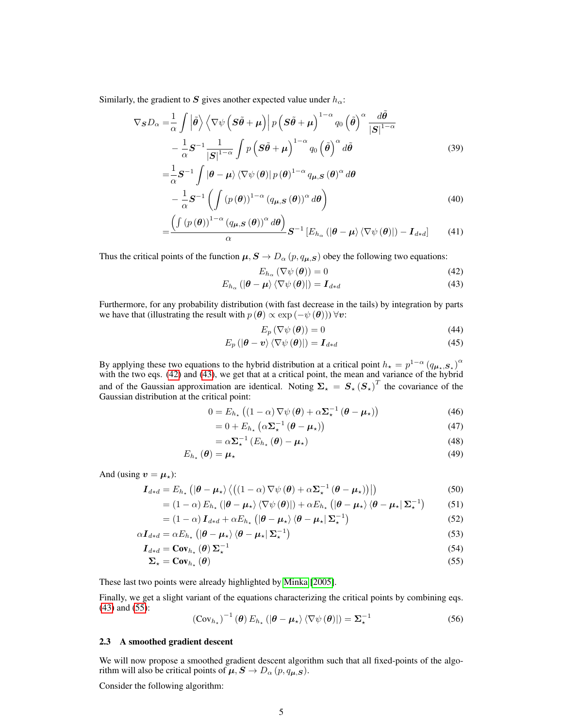Similarly, the gradient to $\boldsymbol{S}$ gives another expected value under $h_\alpha$:

$$
\begin{aligned}
\nabla_{\boldsymbol{S}} D_\alpha =& \frac{1}{\alpha} \int \left|\tilde{\boldsymbol{\theta}}\right\rangle \left\langle \nabla \psi\left(\boldsymbol{S}\tilde{\boldsymbol{\theta}} + \boldsymbol{\mu}\right)\right| p\left(\boldsymbol{S}\tilde{\boldsymbol{\theta}} + \boldsymbol{\mu}\right)^{1-\alpha} q_0\left(\tilde{\boldsymbol{\theta}}\right)^\alpha \frac{d\tilde{\boldsymbol{\theta}}}{|\boldsymbol{S}|^{1-\alpha}} \\
& - \frac{1}{\alpha} \boldsymbol{S}^{-1} \frac{1}{|\boldsymbol{S}|^{1-\alpha}} \int p\left(\boldsymbol{S}\tilde{\boldsymbol{\theta}} + \boldsymbol{\mu}\right)^{1-\alpha} q_0\left(\tilde{\boldsymbol{\theta}}\right)^\alpha d\tilde{\boldsymbol{\theta}} \qquad (39) \\
=& \frac{1}{\alpha} \boldsymbol{S}^{-1} \int |\boldsymbol{\theta} - \boldsymbol{\mu}\rangle \langle \nabla \psi(\boldsymbol{\theta})| \, p(\boldsymbol{\theta})^{1-\alpha} q_{\boldsymbol{\mu},\boldsymbol{S}}(\boldsymbol{\theta})^\alpha d\boldsymbol{\theta} \\
& - \frac{1}{\alpha} \boldsymbol{S}^{-1} \left( \int (p(\boldsymbol{\theta}))^{1-\alpha} (q_{\boldsymbol{\mu},\boldsymbol{S}}(\boldsymbol{\theta}))^\alpha d\boldsymbol{\theta} \right) \qquad (40) \\
=& \frac{\left( \int (p(\boldsymbol{\theta}))^{1-\alpha} (q_{\boldsymbol{\mu},\boldsymbol{S}}(\boldsymbol{\theta}))^\alpha d\boldsymbol{\theta} \right)}{\alpha} \boldsymbol{S}^{-1} \left[ E_{h_\alpha}\left( |\boldsymbol{\theta} - \boldsymbol{\mu}\rangle \langle \nabla \psi(\boldsymbol{\theta})| \right) - \boldsymbol{I}_{d*d} \right] \qquad (41)
\end{aligned}
$$

Thus the critical points of the function $\boldsymbol{\mu}, \boldsymbol{S} \to D_\alpha(p, q_{\boldsymbol{\mu},\boldsymbol{S}})$ obey the following two equations:

$$
E_{h_\alpha}(\nabla \psi(\boldsymbol{\theta})) = 0 \qquad (42)
$$

$$
E_{h_\alpha}\left( |\boldsymbol{\theta} - \boldsymbol{\mu}\rangle \langle \nabla \psi(\boldsymbol{\theta})| \right) = \boldsymbol{I}_{d*d} \qquad (43)
$$

Furthermore, for any probability distribution (with fast decrease in the tails) by integration by parts we have that (illustrating the result with $p(\boldsymbol{\theta}) \propto \exp(-\psi(\boldsymbol{\theta}))$) $\forall \boldsymbol{v}$:

$$
E_p(\nabla \psi(\boldsymbol{\theta})) = 0 \qquad (44)
$$

$$
E_p\left( |\boldsymbol{\theta} - \boldsymbol{v}\rangle \langle \nabla \psi(\boldsymbol{\theta})| \right) = \boldsymbol{I}_{d*d} \qquad (45)
$$

By applying these two equations to the hybrid distribution at a critical point $h_\star = p^{1-\alpha} \left(q_{\boldsymbol{\mu}_\star, \boldsymbol{S}_\star}\right)^\alpha$ with the two eqs. (42) and (43), we get that at a critical point, the mean and variance of the hybrid and of the Gaussian approximation are identical. Noting $\boldsymbol{\Sigma}_\star = \boldsymbol{S}_\star (\boldsymbol{S}_\star)^T$ the covariance of the Gaussian distribution at the critical point:

$$
\begin{aligned}
0 &= E_{h_\star}\left( (1-\alpha) \nabla \psi(\boldsymbol{\theta}) + \alpha \boldsymbol{\Sigma}_\star^{-1} (\boldsymbol{\theta} - \boldsymbol{\mu}_\star) \right) \qquad (46) \\
&= 0 + E_{h_\star}\left( \alpha \boldsymbol{\Sigma}_\star^{-1} (\boldsymbol{\theta} - \boldsymbol{\mu}_\star) \right) \qquad (47) \\
&= \alpha \boldsymbol{\Sigma}_\star^{-1} \left( E_{h_\star}(\boldsymbol{\theta}) - \boldsymbol{\mu}_\star \right) \qquad (48) \\
E_{h_\star}(\boldsymbol{\theta}) &= \boldsymbol{\mu}_\star \qquad (49)
\end{aligned}
$$

And (using $\boldsymbol{v} = \boldsymbol{\mu}_\star$):

$$
\begin{aligned}
\boldsymbol{I}_{d*d} &= E_{h_\star}\left( |\boldsymbol{\theta} - \boldsymbol{\mu}_\star\rangle \left\langle \left( (1-\alpha) \nabla \psi(\boldsymbol{\theta}) + \alpha \boldsymbol{\Sigma}_\star^{-1} (\boldsymbol{\theta} - \boldsymbol{\mu}_\star) \right) \right| \right) \qquad (50) \\
&= (1-\alpha) E_{h_\star}\left( |\boldsymbol{\theta} - \boldsymbol{\mu}_\star\rangle \langle \nabla \psi(\boldsymbol{\theta})| \right) + \alpha E_{h_\star}\left( |\boldsymbol{\theta} - \boldsymbol{\mu}_\star\rangle \langle \boldsymbol{\theta} - \boldsymbol{\mu}_\star| \, \boldsymbol{\Sigma}_\star^{-1} \right) \qquad (51) \\
&= (1-\alpha) \boldsymbol{I}_{d*d} + \alpha E_{h_\star}\left( |\boldsymbol{\theta} - \boldsymbol{\mu}_\star\rangle \langle \boldsymbol{\theta} - \boldsymbol{\mu}_\star| \, \boldsymbol{\Sigma}_\star^{-1} \right) \qquad (52) \\
\alpha \boldsymbol{I}_{d*d} &= \alpha E_{h_\star}\left( |\boldsymbol{\theta} - \boldsymbol{\mu}_\star\rangle \langle \boldsymbol{\theta} - \boldsymbol{\mu}_\star| \, \boldsymbol{\Sigma}_\star^{-1} \right) \qquad (53) \\
\boldsymbol{I}_{d*d} &= \mathbf{Cov}_{h_\star}(\boldsymbol{\theta}) \boldsymbol{\Sigma}_\star^{-1} \qquad (54) \\
\boldsymbol{\Sigma}_\star &= \mathbf{Cov}_{h_\star}(\boldsymbol{\theta}) \qquad (55)
\end{aligned}
$$

These last two points were already highlighted by Minka [2005].

Finally, we get a slight variant of the equations characterizing the critical points by combining eqs. (43) and (55):

$$
\left(\mathrm{Cov}_{h_\star}\right)^{-1}(\boldsymbol{\theta}) \, E_{h_\star}\left( |\boldsymbol{\theta} - \boldsymbol{\mu}_\star\rangle \langle \nabla \psi(\boldsymbol{\theta})| \right) = \boldsymbol{\Sigma}_\star^{-1} \qquad (56)
$$

### 2.3 A smoothed gradient descent

We will now propose a smoothed gradient descent algorithm such that all fixed-points of the algorithm will also be critical points of $\boldsymbol{\mu}, \boldsymbol{S} \to D_\alpha(p, q_{\boldsymbol{\mu},\boldsymbol{S}})$.

Consider the following algorithm: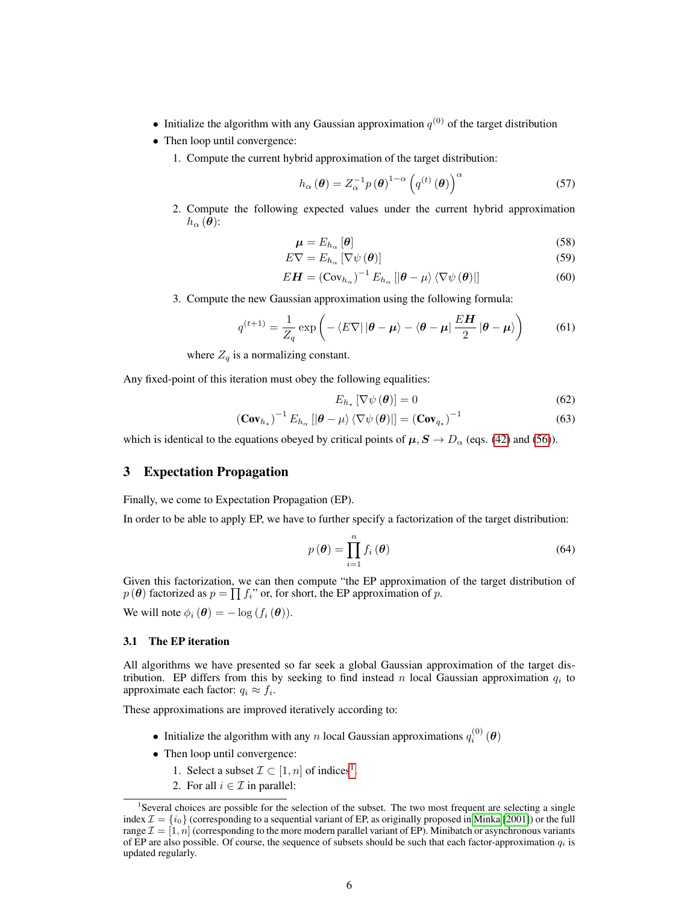- Initialize the algorithm with any Gaussian approximation $q^{(0)}$ of the target distribution
- Then loop until convergence:
  1. Compute the current hybrid approximation of the target distribution:
  $$h_\alpha(\boldsymbol{\theta}) = Z_\alpha^{-1} p(\boldsymbol{\theta})^{1-\alpha} \left(q^{(t)}(\boldsymbol{\theta})\right)^\alpha \tag{57}$$
  2. Compute the following expected values under the current hybrid approximation $h_\alpha(\boldsymbol{\theta})$:
  $$\boldsymbol{\mu} = E_{h_\alpha}[\boldsymbol{\theta}] \tag{58}$$
  $$E\nabla = E_{h_\alpha}[\nabla\psi(\boldsymbol{\theta})] \tag{59}$$
  $$E\boldsymbol{H} = \left(\text{Cov}_{h_\alpha}\right)^{-1} E_{h_\alpha}\left[|\boldsymbol{\theta} - \mu\rangle\langle\nabla\psi(\boldsymbol{\theta})|\right] \tag{60}$$
  3. Compute the new Gaussian approximation using the following formula:
  $$q^{(t+1)} = \frac{1}{Z_q}\exp\left(-\langle E\nabla|\,|\boldsymbol{\theta} - \boldsymbol{\mu}\rangle - \langle\boldsymbol{\theta} - \boldsymbol{\mu}|\,\frac{E\boldsymbol{H}}{2}\,|\boldsymbol{\theta} - \boldsymbol{\mu}\rangle\right) \tag{61}$$
  where $Z_q$ is a normalizing constant.

Any fixed-point of this iteration must obey the following equalities:

$$E_{h_\star}[\nabla\psi(\boldsymbol{\theta})] = 0 \tag{62}$$

$$\left(\mathbf{Cov}_{h_\star}\right)^{-1} E_{h_\alpha}\left[|\boldsymbol{\theta} - \mu\rangle\langle\nabla\psi(\boldsymbol{\theta})|\right] = \left(\mathbf{Cov}_{q_\star}\right)^{-1} \tag{63}$$

which is identical to the equations obeyed by critical points of $\boldsymbol{\mu}, \boldsymbol{S} \to D_\alpha$ (eqs. (42) and (56)).

## 3 Expectation Propagation

Finally, we come to Expectation Propagation (EP).

In order to be able to apply EP, we have to further specify a factorization of the target distribution:

$$p(\boldsymbol{\theta}) = \prod_{i=1}^{n} f_i(\boldsymbol{\theta}) \tag{64}$$

Given this factorization, we can then compute "the EP approximation of the target distribution of $p(\boldsymbol{\theta})$ factorized as $p = \prod f_i$" or, for short, the EP approximation of $p$.

We will note $\phi_i(\boldsymbol{\theta}) = -\log(f_i(\boldsymbol{\theta}))$.

### 3.1 The EP iteration

All algorithms we have presented so far seek a global Gaussian approximation of the target distribution. EP differs from this by seeking to find instead $n$ local Gaussian approximation $q_i$ to approximate each factor: $q_i \approx f_i$.

These approximations are improved iteratively according to:

- Initialize the algorithm with any $n$ local Gaussian approximations $q_i^{(0)}(\boldsymbol{\theta})$
- Then loop until convergence:
  1. Select a subset $\mathcal{I} \subset [1, n]$ of indices[1].
  2. For all $i \in \mathcal{I}$ in parallel:

[1] Several choices are possible for the selection of the subset. The two most frequent are selecting a single index $\mathcal{I} = \{i_0\}$ (corresponding to a sequential variant of EP, as originally proposed in Minka [2001]) or the full range $\mathcal{I} = [1, n]$ (corresponding to the more modern parallel variant of EP). Minibatch or asynchronous variants of EP are also possible. Of course, the sequence of subsets should be such that each factor-approximation $q_i$ is updated regularly.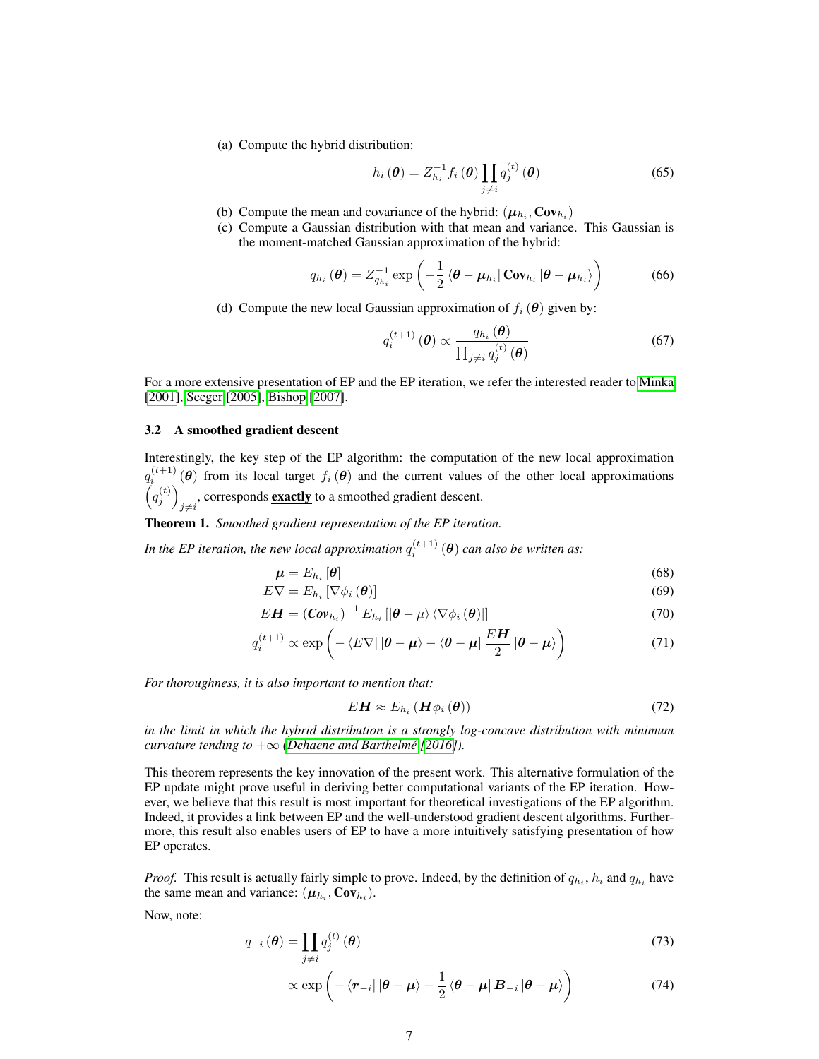(a) Compute the hybrid distribution:

$$h_i(\boldsymbol{\theta}) = Z_{h_i}^{-1} f_i(\boldsymbol{\theta}) \prod_{j \neq i} q_j^{(t)}(\boldsymbol{\theta}) \tag{65}$$

(b) Compute the mean and covariance of the hybrid: $(\boldsymbol{\mu}_{h_i}, \mathbf{Cov}_{h_i})$

(c) Compute a Gaussian distribution with that mean and variance. This Gaussian is the moment-matched Gaussian approximation of the hybrid:

$$q_{h_i}(\boldsymbol{\theta}) = Z_{q_{h_i}}^{-1} \exp\left(-\frac{1}{2} \langle \boldsymbol{\theta} - \boldsymbol{\mu}_{h_i} | \, \mathbf{Cov}_{h_i} \, | \boldsymbol{\theta} - \boldsymbol{\mu}_{h_i} \rangle\right) \tag{66}$$

(d) Compute the new local Gaussian approximation of $f_i(\boldsymbol{\theta})$ given by:

$$q_i^{(t+1)}(\boldsymbol{\theta}) \propto \frac{q_{h_i}(\boldsymbol{\theta})}{\prod_{j \neq i} q_j^{(t)}(\boldsymbol{\theta})} \tag{67}$$

For a more extensive presentation of EP and the EP iteration, we refer the interested reader to Minka [2001], Seeger [2005], Bishop [2007].

### 3.2 A smoothed gradient descent

Interestingly, the key step of the EP algorithm: the computation of the new local approximation $q_i^{(t+1)}(\boldsymbol{\theta})$ from its local target $f_i(\boldsymbol{\theta})$ and the current values of the other local approximations $\left(q_j^{(t)}\right)_{j \neq i}$, corresponds **exactly** to a smoothed gradient descent.

**Theorem 1.** *Smoothed gradient representation of the EP iteration.*

*In the EP iteration, the new local approximation $q_i^{(t+1)}(\boldsymbol{\theta})$ can also be written as:*

$$\boldsymbol{\mu} = E_{h_i}[\boldsymbol{\theta}] \tag{68}$$

$$E\nabla = E_{h_i}[\nabla \phi_i(\boldsymbol{\theta})] \tag{69}$$

$$E\boldsymbol{H} = (\boldsymbol{Cov}_{h_i})^{-1} E_{h_i}[|\boldsymbol{\theta} - \mu\rangle \langle \nabla \phi_i(\boldsymbol{\theta})|] \tag{70}$$

$$q_i^{(t+1)} \propto \exp\left(-\langle E\nabla | \, |\boldsymbol{\theta} - \boldsymbol{\mu}\rangle - \langle \boldsymbol{\theta} - \boldsymbol{\mu} | \, \frac{E\boldsymbol{H}}{2} \, |\boldsymbol{\theta} - \boldsymbol{\mu}\rangle\right) \tag{71}$$

*For thoroughness, it is also important to mention that:*

$$E\boldsymbol{H} \approx E_{h_i}(\boldsymbol{H}\phi_i(\boldsymbol{\theta})) \tag{72}$$

*in the limit in which the hybrid distribution is a strongly log-concave distribution with minimum curvature tending to $+\infty$ (Dehaene and Barthelmé [2016]).*

This theorem represents the key innovation of the present work. This alternative formulation of the EP update might prove useful in deriving better computational variants of the EP iteration. However, we believe that this result is most important for theoretical investigations of the EP algorithm. Indeed, it provides a link between EP and the well-understood gradient descent algorithms. Furthermore, this result also enables users of EP to have a more intuitively satisfying presentation of how EP operates.

*Proof.* This result is actually fairly simple to prove. Indeed, by the definition of $q_{h_i}$, $h_i$ and $q_{h_i}$ have the same mean and variance: $(\boldsymbol{\mu}_{h_i}, \mathbf{Cov}_{h_i})$.

Now, note:

$$q_{-i}(\boldsymbol{\theta}) = \prod_{j \neq i} q_j^{(t)}(\boldsymbol{\theta}) \tag{73}$$

$$\propto \exp\left(-\langle \boldsymbol{r}_{-i} | \, |\boldsymbol{\theta} - \boldsymbol{\mu}\rangle - \frac{1}{2} \langle \boldsymbol{\theta} - \boldsymbol{\mu} | \, \boldsymbol{B}_{-i} \, |\boldsymbol{\theta} - \boldsymbol{\mu}\rangle\right) \tag{74}$$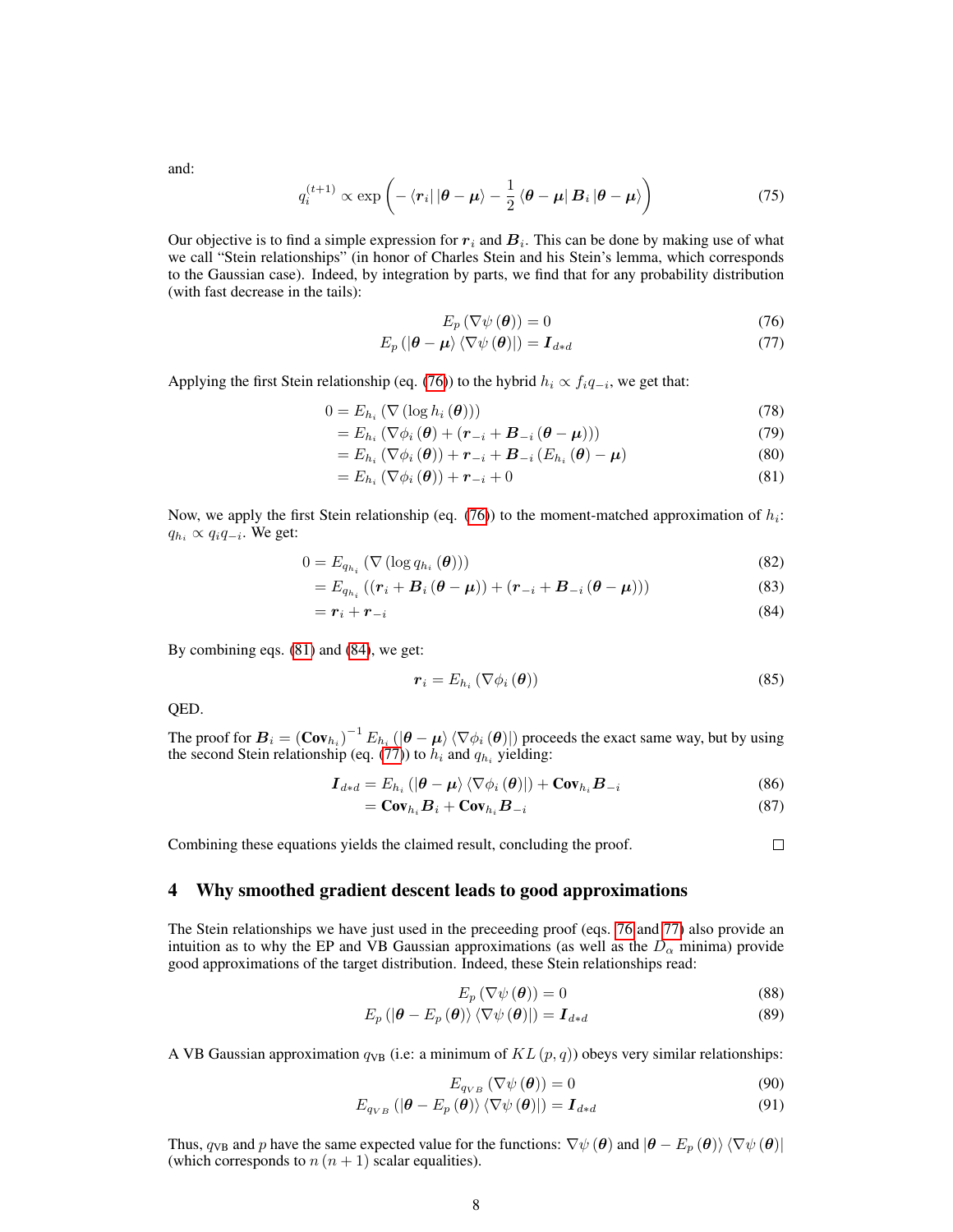and:

$$q_i^{(t+1)} \propto \exp\left(-\langle \boldsymbol{r}_i | \, |\boldsymbol{\theta} - \boldsymbol{\mu}\rangle - \frac{1}{2} \langle \boldsymbol{\theta} - \boldsymbol{\mu} | \, \boldsymbol{B}_i \, |\boldsymbol{\theta} - \boldsymbol{\mu}\rangle\right) \tag{75}$$

Our objective is to find a simple expression for $\boldsymbol{r}_i$ and $\boldsymbol{B}_i$. This can be done by making use of what we call "Stein relationships" (in honor of Charles Stein and his Stein's lemma, which corresponds to the Gaussian case). Indeed, by integration by parts, we find that for any probability distribution (with fast decrease in the tails):

$$E_p\left(\nabla\psi\left(\boldsymbol{\theta}\right)\right) = 0 \tag{76}$$

$$E_p\left(|\boldsymbol{\theta} - \boldsymbol{\mu}\rangle \langle \nabla\psi\left(\boldsymbol{\theta}\right)|\right) = \boldsymbol{I}_{d*d} \tag{77}$$

Applying the first Stein relationship (eq. (76)) to the hybrid $h_i \propto f_i q_{-i}$, we get that:

$$\begin{aligned}
0 &= E_{h_i}\left(\nabla\left(\log h_i\left(\boldsymbol{\theta}\right)\right)\right) && (78)\\
&= E_{h_i}\left(\nabla\phi_i\left(\boldsymbol{\theta}\right) + \left(\boldsymbol{r}_{-i} + \boldsymbol{B}_{-i}\left(\boldsymbol{\theta} - \boldsymbol{\mu}\right)\right)\right) && (79)\\
&= E_{h_i}\left(\nabla\phi_i\left(\boldsymbol{\theta}\right)\right) + \boldsymbol{r}_{-i} + \boldsymbol{B}_{-i}\left(E_{h_i}\left(\boldsymbol{\theta}\right) - \boldsymbol{\mu}\right) && (80)\\
&= E_{h_i}\left(\nabla\phi_i\left(\boldsymbol{\theta}\right)\right) + \boldsymbol{r}_{-i} + 0 && (81)
\end{aligned}$$

Now, we apply the first Stein relationship (eq. (76)) to the moment-matched approximation of $h_i$: $q_{h_i} \propto q_i q_{-i}$. We get:

$$\begin{aligned}
0 &= E_{q_{h_i}}\left(\nabla\left(\log q_{h_i}\left(\boldsymbol{\theta}\right)\right)\right) && (82)\\
&= E_{q_{h_i}}\left(\left(\boldsymbol{r}_i + \boldsymbol{B}_i\left(\boldsymbol{\theta} - \boldsymbol{\mu}\right)\right) + \left(\boldsymbol{r}_{-i} + \boldsymbol{B}_{-i}\left(\boldsymbol{\theta} - \boldsymbol{\mu}\right)\right)\right) && (83)\\
&= \boldsymbol{r}_i + \boldsymbol{r}_{-i} && (84)
\end{aligned}$$

By combining eqs. (81) and (84), we get:

$$\boldsymbol{r}_i = E_{h_i}\left(\nabla\phi_i\left(\boldsymbol{\theta}\right)\right) \tag{85}$$

QED.

The proof for $\boldsymbol{B}_i = \left(\mathbf{Cov}_{h_i}\right)^{-1} E_{h_i}\left(|\boldsymbol{\theta} - \boldsymbol{\mu}\rangle \langle \nabla\phi_i\left(\boldsymbol{\theta}\right)|\right)$ proceeds the exact same way, but by using the second Stein relationship (eq. (77)) to $h_i$ and $q_{h_i}$ yielding:

$$\begin{aligned}
\boldsymbol{I}_{d*d} &= E_{h_i}\left(|\boldsymbol{\theta} - \boldsymbol{\mu}\rangle \langle \nabla\phi_i\left(\boldsymbol{\theta}\right)|\right) + \mathbf{Cov}_{h_i}\boldsymbol{B}_{-i} && (86)\\
&= \mathbf{Cov}_{h_i}\boldsymbol{B}_i + \mathbf{Cov}_{h_i}\boldsymbol{B}_{-i} && (87)
\end{aligned}$$

Combining these equations yields the claimed result, concluding the proof. □

## 4 Why smoothed gradient descent leads to good approximations

The Stein relationships we have just used in the preceeding proof (eqs. 76 and 77) also provide an intuition as to why the EP and VB Gaussian approximations (as well as the $D_\alpha$ minima) provide good approximations of the target distribution. Indeed, these Stein relationships read:

$$E_p\left(\nabla\psi\left(\boldsymbol{\theta}\right)\right) = 0 \tag{88}$$

$$E_p\left(|\boldsymbol{\theta} - E_p\left(\boldsymbol{\theta}\right)\rangle \langle \nabla\psi\left(\boldsymbol{\theta}\right)|\right) = \boldsymbol{I}_{d*d} \tag{89}$$

A VB Gaussian approximation $q_{\text{VB}}$ (i.e: a minimum of $KL\left(p, q\right)$) obeys very similar relationships:

$$E_{q_{VB}}\left(\nabla\psi\left(\boldsymbol{\theta}\right)\right) = 0 \tag{90}$$

$$E_{q_{VB}}\left(|\boldsymbol{\theta} - E_p\left(\boldsymbol{\theta}\right)\rangle \langle \nabla\psi\left(\boldsymbol{\theta}\right)|\right) = \boldsymbol{I}_{d*d} \tag{91}$$

Thus, $q_{\text{VB}}$ and $p$ have the same expected value for the functions: $\nabla\psi\left(\boldsymbol{\theta}\right)$ and $|\boldsymbol{\theta} - E_p\left(\boldsymbol{\theta}\right)\rangle \langle \nabla\psi\left(\boldsymbol{\theta}\right)|$ (which corresponds to $n\left(n+1\right)$ scalar equalities).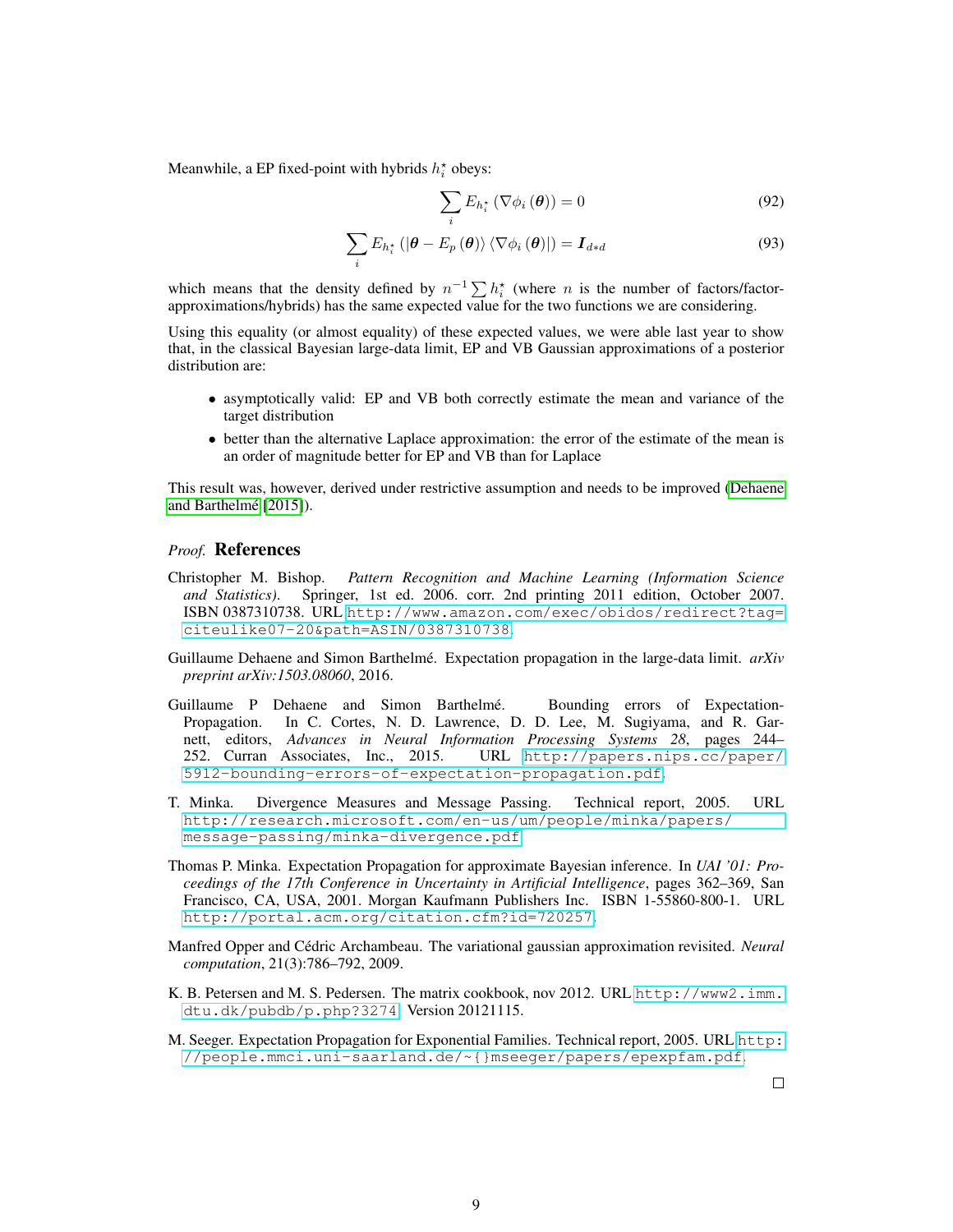Meanwhile, a EP fixed-point with hybrids $h_i^\star$ obeys:

$$\sum_i E_{h_i^\star} \left( \nabla \phi_i \left( \boldsymbol{\theta} \right) \right) = 0 \tag{92}$$

$$\sum_i E_{h_i^\star} \left( \left| \boldsymbol{\theta} - E_p \left( \boldsymbol{\theta} \right) \right\rangle \left\langle \nabla \phi_i \left( \boldsymbol{\theta} \right) \right| \right) = \boldsymbol{I}_{d*d} \tag{93}$$

which means that the density defined by $n^{-1} \sum h_i^\star$ (where $n$ is the number of factors/factor-approximations/hybrids) has the same expected value for the two functions we are considering.

Using this equality (or almost equality) of these expected values, we were able last year to show that, in the classical Bayesian large-data limit, EP and VB Gaussian approximations of a posterior distribution are:

- asymptotically valid: EP and VB both correctly estimate the mean and variance of the target distribution
- better than the alternative Laplace approximation: the error of the estimate of the mean is an order of magnitude better for EP and VB than for Laplace

This result was, however, derived under restrictive assumption and needs to be improved (Dehaene and Barthelmé [2015]).

*Proof.* **References**

Christopher M. Bishop. *Pattern Recognition and Machine Learning (Information Science and Statistics)*. Springer, 1st ed. 2006. corr. 2nd printing 2011 edition, October 2007. ISBN 0387310738. URL http://www.amazon.com/exec/obidos/redirect?tag=citeulike07-20&path=ASIN/0387310738.

Guillaume Dehaene and Simon Barthelmé. Expectation propagation in the large-data limit. *arXiv preprint arXiv:1503.08060*, 2016.

Guillaume P Dehaene and Simon Barthelmé. Bounding errors of Expectation-Propagation. In C. Cortes, N. D. Lawrence, D. D. Lee, M. Sugiyama, and R. Garnett, editors, *Advances in Neural Information Processing Systems 28*, pages 244–252. Curran Associates, Inc., 2015. URL http://papers.nips.cc/paper/5912-bounding-errors-of-expectation-propagation.pdf.

T. Minka. Divergence Measures and Message Passing. Technical report, 2005. URL http://research.microsoft.com/en-us/um/people/minka/papers/message-passing/minka-divergence.pdf.

Thomas P. Minka. Expectation Propagation for approximate Bayesian inference. In *UAI '01: Proceedings of the 17th Conference in Uncertainty in Artificial Intelligence*, pages 362–369, San Francisco, CA, USA, 2001. Morgan Kaufmann Publishers Inc. ISBN 1-55860-800-1. URL http://portal.acm.org/citation.cfm?id=720257.

Manfred Opper and Cédric Archambeau. The variational gaussian approximation revisited. *Neural computation*, 21(3):786–792, 2009.

K. B. Petersen and M. S. Pedersen. The matrix cookbook, nov 2012. URL http://www2.imm.dtu.dk/pubdb/p.php?3274. Version 20121115.

M. Seeger. Expectation Propagation for Exponential Families. Technical report, 2005. URL http://people.mmci.uni-saarland.de/~{}mseeger/papers/epexpfam.pdf.

□